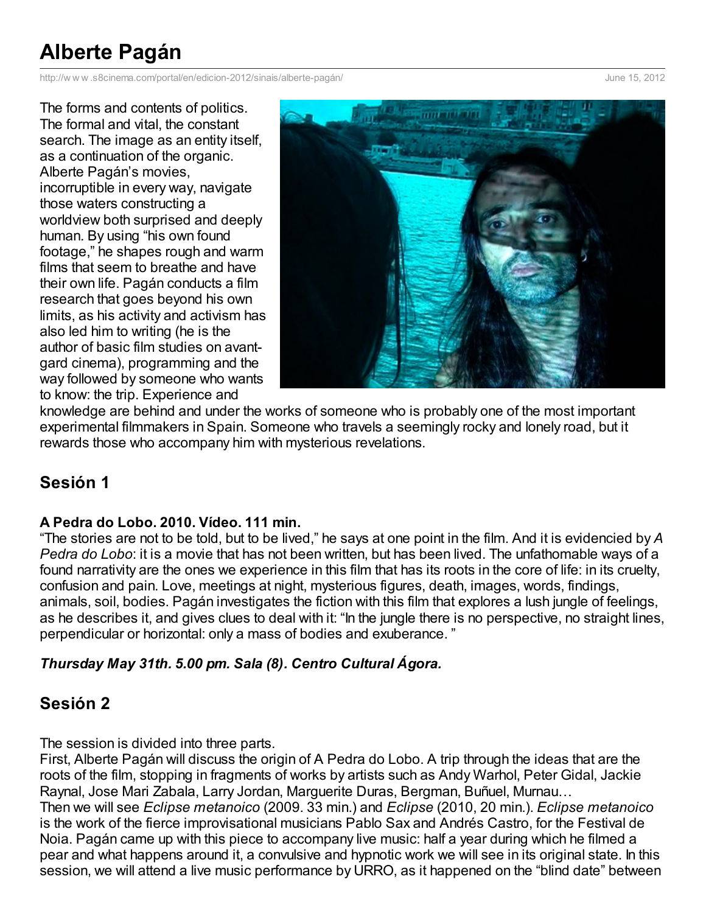# Alberte Pagán

http://w w w .s8cinema.com/portal/en/edicion-2012/sinais/alberte-pagán/ June 15, 2012

The forms and contents of politics. The formal and vital, the constant search. The image as an entity itself, as a continuation of the organic. Alberte Pagán's movies, incorruptible in every way, navigate those waters constructing a worldview both surprised and deeply human. By using "his own found footage," he shapes rough and warm films that seem to breathe and have their own life. Pagán conducts a film research that goes beyond his own limits, as his activity and activism has also led him to writing (he is the author of basic film studies on avant-gard cinema), programming and the way followed by someone who wants to know: the trip. Experience and knowledge are behind and under the works of someone who is probably one of the most important experimental filmmakers in Spain. Someone who travels a seemingly rocky and lonely road, but it rewards those who accompany him with mysterious revelations.

## Sesión 1

**A Pedra do Lobo. 2010. Vídeo. 111 min.**

"The stories are not to be told, but to be lived," he says at one point in the film. And it is evidencied by *A Pedra do Lobo*: it is a movie that has not been written, but has been lived. The unfathomable ways of a found narrativity are the ones we experience in this film that has its roots in the core of life: in its cruelty, confusion and pain. Love, meetings at night, mysterious figures, death, images, words, findings, animals, soil, bodies. Pagán investigates the fiction with this film that explores a lush jungle of feelings, as he describes it, and gives clues to deal with it: "In the jungle there is no perspective, no straight lines, perpendicular or horizontal: only a mass of bodies and exuberance. "

***Thursday May 31th. 5.00 pm. Sala (8). Centro Cultural Ágora.***

## Sesión 2

The session is divided into three parts.

First, Alberte Pagán will discuss the origin of A Pedra do Lobo. A trip through the ideas that are the roots of the film, stopping in fragments of works by artists such as Andy Warhol, Peter Gidal, Jackie Raynal, Jose Mari Zabala, Larry Jordan, Marguerite Duras, Bergman, Buñuel, Murnau…

Then we will see *Eclipse metanoico* (2009. 33 min.) and *Eclipse* (2010, 20 min.). *Eclipse metanoico* is the work of the fierce improvisational musicians Pablo Sax and Andrés Castro, for the Festival de Noia. Pagán came up with this piece to accompany live music: half a year during which he filmed a pear and what happens around it, a convulsive and hypnotic work we will see in its original state. In this session, we will attend a live music performance by URRO, as it happened on the "blind date" between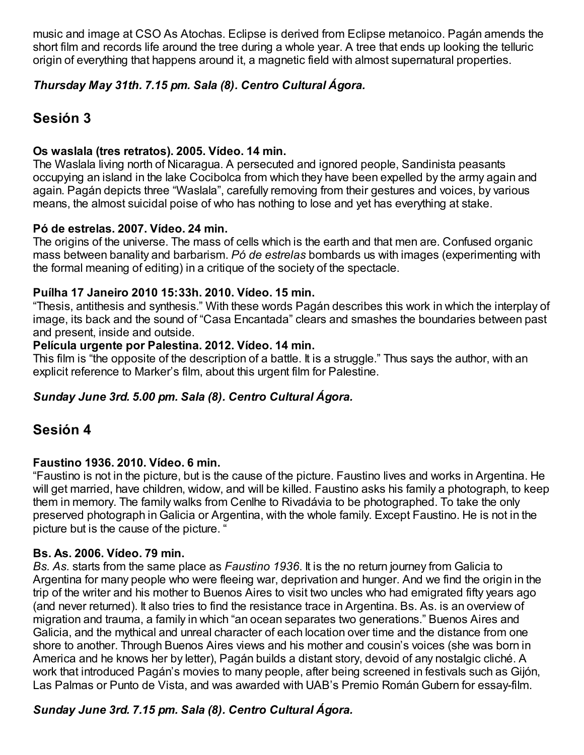music and image at CSO As Atochas. Eclipse is derived from Eclipse metanoico. Pagán amends the short film and records life around the tree during a whole year. A tree that ends up looking the telluric origin of everything that happens around it, a magnetic field with almost supernatural properties.

***Thursday May 31th. 7.15 pm. Sala (8). Centro Cultural Ágora.***

## Sesión 3

**Os waslala (tres retratos). 2005. Vídeo. 14 min.**

The Waslala living north of Nicaragua. A persecuted and ignored people, Sandinista peasants occupying an island in the lake Cocibolca from which they have been expelled by the army again and again. Pagán depicts three "Waslala", carefully removing from their gestures and voices, by various means, the almost suicidal poise of who has nothing to lose and yet has everything at stake.

**Pó de estrelas. 2007. Vídeo. 24 min.**

The origins of the universe. The mass of cells which is the earth and that men are. Confused organic mass between banality and barbarism. *Pó de estrelas* bombards us with images (experimenting with the formal meaning of editing) in a critique of the society of the spectacle.

**Puílha 17 Janeiro 2010 15:33h. 2010. Vídeo. 15 min.**

"Thesis, antithesis and synthesis." With these words Pagán describes this work in which the interplay of image, its back and the sound of "Casa Encantada" clears and smashes the boundaries between past and present, inside and outside.

**Película urgente por Palestina. 2012. Vídeo. 14 min.**

This film is "the opposite of the description of a battle. It is a struggle." Thus says the author, with an explicit reference to Marker's film, about this urgent film for Palestine.

***Sunday June 3rd. 5.00 pm. Sala (8). Centro Cultural Ágora.***

## Sesión 4

**Faustino 1936. 2010. Vídeo. 6 min.**

"Faustino is not in the picture, but is the cause of the picture. Faustino lives and works in Argentina. He will get married, have children, widow, and will be killed. Faustino asks his family a photograph, to keep them in memory. The family walks from Cenlhe to Rivadávia to be photographed. To take the only preserved photograph in Galicia or Argentina, with the whole family. Except Faustino. He is not in the picture but is the cause of the picture. "

**Bs. As. 2006. Vídeo. 79 min.**

*Bs. As.* starts from the same place as *Faustino 1936*. It is the no return journey from Galicia to Argentina for many people who were fleeing war, deprivation and hunger. And we find the origin in the trip of the writer and his mother to Buenos Aires to visit two uncles who had emigrated fifty years ago (and never returned). It also tries to find the resistance trace in Argentina. Bs. As. is an overview of migration and trauma, a family in which "an ocean separates two generations." Buenos Aires and Galicia, and the mythical and unreal character of each location over time and the distance from one shore to another. Through Buenos Aires views and his mother and cousin's voices (she was born in America and he knows her by letter), Pagán builds a distant story, devoid of any nostalgic cliché. A work that introduced Pagán's movies to many people, after being screened in festivals such as Gijón, Las Palmas or Punto de Vista, and was awarded with UAB's Premio Román Gubern for essay-film.

***Sunday June 3rd. 7.15 pm. Sala (8). Centro Cultural Ágora.***